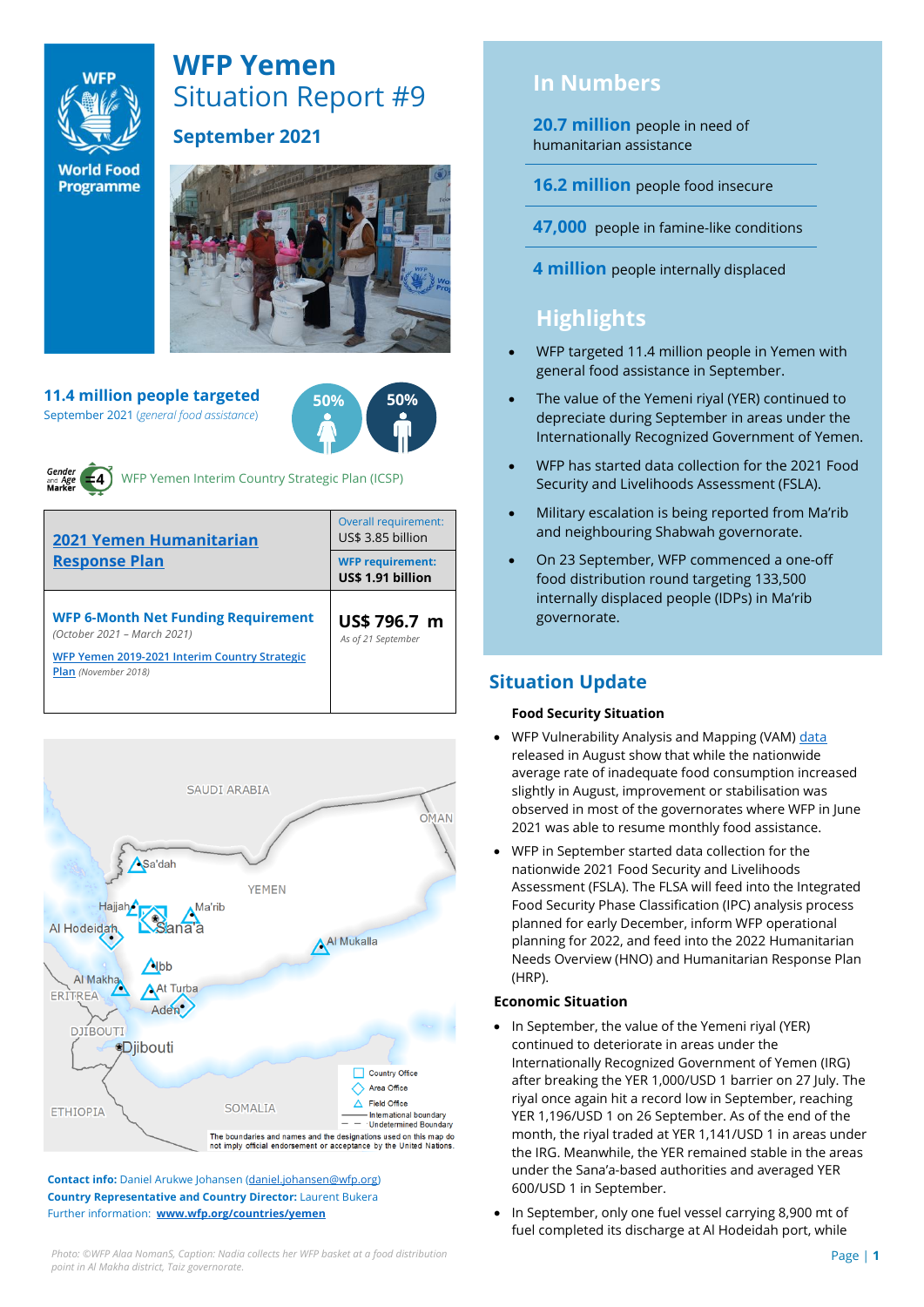# WFP Yemen
## Situation Report #9
### September 2021

**11.4 million people targeted**
September 2021 (*general food assistance*)

50% 50%

Gender and Age Marker =4 WFP Yemen Interim Country Strategic Plan (ICSP)

| [2021 Yemen Humanitarian Response Plan](#) | Overall requirement: US$ 3.85 billion |
|---|---|
| | **WFP requirement: US$ 1.91 billion** |
| **WFP 6-Month Net Funding Requirement** *(October 2021 – March 2021)* [WFP Yemen 2019-2021 Interim Country Strategic Plan](#) *(November 2018)* | **US$ 796.7 m** *As of 21 September* |

**Contact info:** Daniel Arukwe Johansen (daniel.johansen@wfp.org)
**Country Representative and Country Director:** Laurent Bukera
Further information: **www.wfp.org/countries/yemen**

*Photo: ©WFP Alaa NomanS, Caption: Nadia collects her WFP basket at a food distribution point in Al Makha district, Taiz governorate.*

## In Numbers

**20.7 million** people in need of humanitarian assistance

**16.2 million** people food insecure

**47,000** people in famine-like conditions

**4 million** people internally displaced

## Highlights

- WFP targeted 11.4 million people in Yemen with general food assistance in September.
- The value of the Yemeni riyal (YER) continued to depreciate during September in areas under the Internationally Recognized Government of Yemen.
- WFP has started data collection for the 2021 Food Security and Livelihoods Assessment (FSLA).
- Military escalation is being reported from Ma'rib and neighbouring Shabwah governorate.
- On 23 September, WFP commenced a one-off food distribution round targeting 133,500 internally displaced people (IDPs) in Ma'rib governorate.

## Situation Update

**Food Security Situation**

- WFP Vulnerability Analysis and Mapping (VAM) data released in August show that while the nationwide average rate of inadequate food consumption increased slightly in August, improvement or stabilisation was observed in most of the governorates where WFP in June 2021 was able to resume monthly food assistance.
- WFP in September started data collection for the nationwide 2021 Food Security and Livelihoods Assessment (FSLA). The FSLA will feed into the Integrated Food Security Phase Classification (IPC) analysis process planned for early December, inform WFP operational planning for 2022, and feed into the 2022 Humanitarian Needs Overview (HNO) and Humanitarian Response Plan (HRP).

**Economic Situation**

- In September, the value of the Yemeni riyal (YER) continued to deteriorate in areas under the Internationally Recognized Government of Yemen (IRG) after breaking the YER 1,000/USD 1 barrier on 27 July. The riyal once again hit a record low in September, reaching YER 1,196/USD 1 on 26 September. As of the end of the month, the riyal traded at YER 1,141/USD 1 in areas under the IRG. Meanwhile, the YER remained stable in the areas under the Sana'a-based authorities and averaged YER 600/USD 1 in September.
- In September, only one fuel vessel carrying 8,900 mt of fuel completed its discharge at Al Hodeidah port, while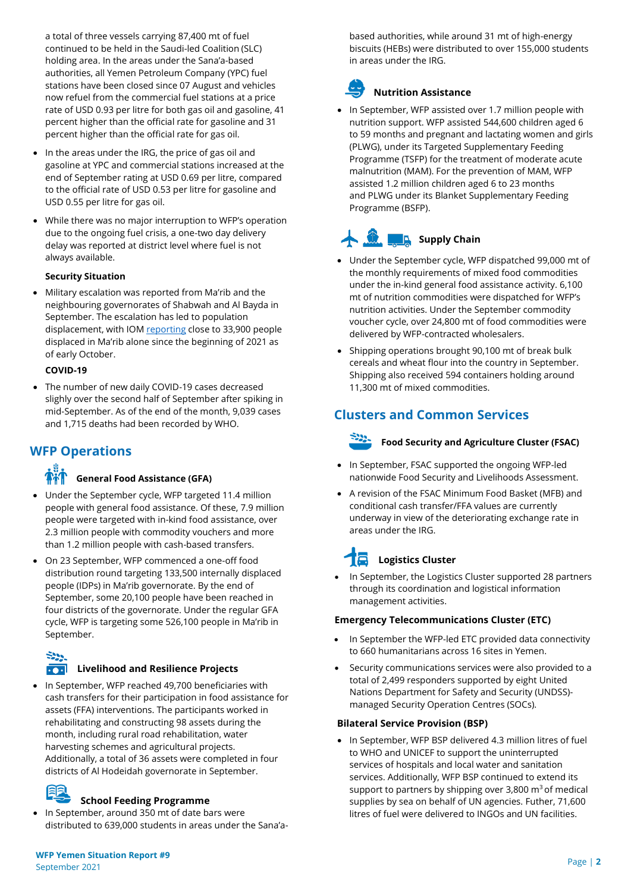a total of three vessels carrying 87,400 mt of fuel continued to be held in the Saudi-led Coalition (SLC) holding area. In the areas under the Sana'a-based authorities, all Yemen Petroleum Company (YPC) fuel stations have been closed since 07 August and vehicles now refuel from the commercial fuel stations at a price rate of USD 0.93 per litre for both gas oil and gasoline, 41 percent higher than the official rate for gasoline and 31 percent higher than the official rate for gas oil.

- In the areas under the IRG, the price of gas oil and gasoline at YPC and commercial stations increased at the end of September rating at USD 0.69 per litre, compared to the official rate of USD 0.53 per litre for gasoline and USD 0.55 per litre for gas oil.
- While there was no major interruption to WFP's operation due to the ongoing fuel crisis, a one-two day delivery delay was reported at district level where fuel is not always available.

**Security Situation**

- Military escalation was reported from Ma'rib and the neighbouring governorates of Shabwah and Al Bayda in September. The escalation has led to population displacement, with IOM reporting close to 33,900 people displaced in Ma'rib alone since the beginning of 2021 as of early October.

**COVID-19**

- The number of new daily COVID-19 cases decreased slighly over the second half of September after spiking in mid-September. As of the end of the month, 9,039 cases and 1,715 deaths had been recorded by WHO.

## WFP Operations

### General Food Assistance (GFA)

- Under the September cycle, WFP targeted 11.4 million people with general food assistance. Of these, 7.9 million people were targeted with in-kind food assistance, over 2.3 million people with commodity vouchers and more than 1.2 million people with cash-based transfers.
- On 23 September, WFP commenced a one-off food distribution round targeting 133,500 internally displaced people (IDPs) in Ma'rib governorate. By the end of September, some 20,100 people have been reached in four districts of the governorate. Under the regular GFA cycle, WFP is targeting some 526,100 people in Ma'rib in September.

### Livelihood and Resilience Projects

- In September, WFP reached 49,700 beneficiaries with cash transfers for their participation in food assistance for assets (FFA) interventions. The participants worked in rehabilitating and constructing 98 assets during the month, including rural road rehabilitation, water harvesting schemes and agricultural projects. Additionally, a total of 36 assets were completed in four districts of Al Hodeidah governorate in September.

### School Feeding Programme

- In September, around 350 mt of date bars were distributed to 639,000 students in areas under the Sana'a-based authorities, while around 31 mt of high-energy biscuits (HEBs) were distributed to over 155,000 students in areas under the IRG.

### Nutrition Assistance

- In September, WFP assisted over 1.7 million people with nutrition support. WFP assisted 544,600 children aged 6 to 59 months and pregnant and lactating women and girls (PLWG), under its Targeted Supplementary Feeding Programme (TSFP) for the treatment of moderate acute malnutrition (MAM). For the prevention of MAM, WFP assisted 1.2 million children aged 6 to 23 months and PLWG under its Blanket Supplementary Feeding Programme (BSFP).

### Supply Chain

- Under the September cycle, WFP dispatched 99,000 mt of the monthly requirements of mixed food commodities under the in-kind general food assistance activity. 6,100 mt of nutrition commodities were dispatched for WFP's nutrition activities. Under the September commodity voucher cycle, over 24,800 mt of food commodities were delivered by WFP-contracted wholesalers.
- Shipping operations brought 90,100 mt of break bulk cereals and wheat flour into the country in September. Shipping also received 594 containers holding around 11,300 mt of mixed commodities.

## Clusters and Common Services

### Food Security and Agriculture Cluster (FSAC)

- In September, FSAC supported the ongoing WFP-led nationwide Food Security and Livelihoods Assessment.
- A revision of the FSAC Minimum Food Basket (MFB) and conditional cash transfer/FFA values are currently underway in view of the deteriorating exchange rate in areas under the IRG.

### Logistics Cluster

- In September, the Logistics Cluster supported 28 partners through its coordination and logistical information management activities.

**Emergency Telecommunications Cluster (ETC)**

- In September the WFP-led ETC provided data connectivity to 660 humanitarians across 16 sites in Yemen.
- Security communications services were also provided to a total of 2,499 responders supported by eight United Nations Department for Safety and Security (UNDSS)-managed Security Operation Centres (SOCs).

**Bilateral Service Provision (BSP)**

- In September, WFP BSP delivered 4.3 million litres of fuel to WHO and UNICEF to support the uninterrupted services of hospitals and local water and sanitation services. Additionally, WFP BSP continued to extend its support to partners by shipping over 3,800 $m^3$ of medical supplies by sea on behalf of UN agencies. Futher, 71,600 litres of fuel were delivered to INGOs and UN facilities.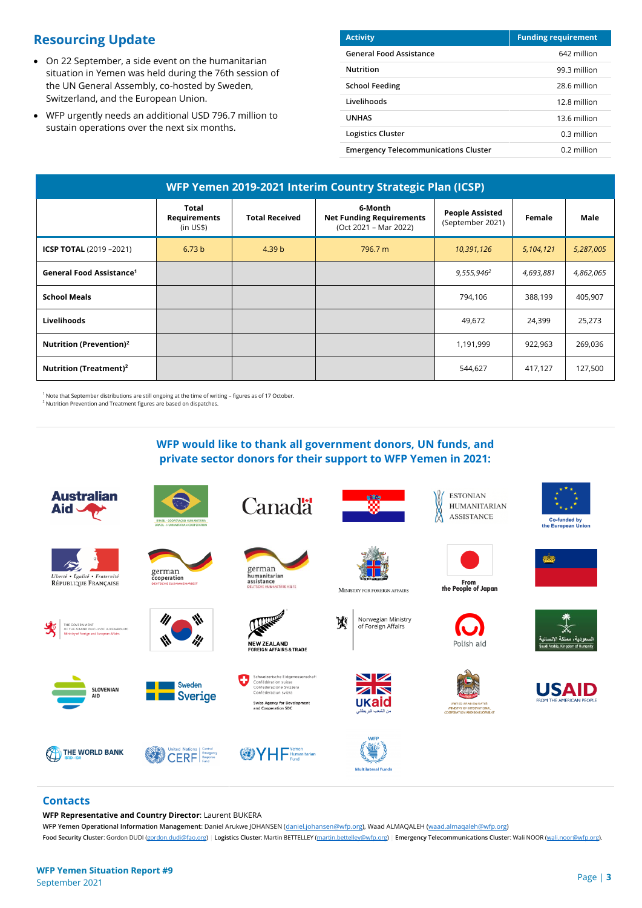## Resourcing Update

- On 22 September, a side event on the humanitarian situation in Yemen was held during the 76th session of the UN General Assembly, co-hosted by Sweden, Switzerland, and the European Union.
- WFP urgently needs an additional USD 796.7 million to sustain operations over the next six months.

| Activity | Funding requirement |
|---|---|
| General Food Assistance | 642 million |
| Nutrition | 99.3 million |
| School Feeding | 28.6 million |
| Livelihoods | 12.8 million |
| UNHAS | 13.6 million |
| Logistics Cluster | 0.3 million |
| Emergency Telecommunications Cluster | 0.2 million |

### WFP Yemen 2019-2021 Interim Country Strategic Plan (ICSP)

| | Total Requirements (in US$) | Total Received | 6-Month Net Funding Requirements (Oct 2021 – Mar 2022) | People Assisted (September 2021) | Female | Male |
|---|---|---|---|---|---|---|
| **ICSP TOTAL** (2019 –2021) | 6.73 b | 4.39 b | 796.7 m | *10,391,126* | *5,104,121* | *5,287,005* |
| **General Food Assistance**[1] | | | | *9,555,946*[2] | *4,693,881* | *4,862,065* |
| **School Meals** | | | | 794,106 | 388,199 | 405,907 |
| **Livelihoods** | | | | 49,672 | 24,399 | 25,273 |
| **Nutrition (Prevention)**[2] | | | | 1,191,999 | 922,963 | 269,036 |
| **Nutrition (Treatment)**[2] | | | | 544,627 | 417,127 | 127,500 |

[1] Note that September distributions are still ongoing at the time of writing – figures as of 17 October.
[2] Nutrition Prevention and Treatment figures are based on dispatches.

### WFP would like to thank all government donors, UN funds, and private sector donors for their support to WFP Yemen in 2021:

Australian Aid; Brazil – Cooperação Humanitária / Brazil – Humanitarian Cooperation; Canada; Croatia; Estonian Humanitarian Assistance; Co-funded by the European Union; Liberté • Égalité • Fraternité République Française; german cooperation; german humanitarian assistance; Ministry for Foreign Affairs; From the People of Japan; Liechtenstein; The Government of the Grand Duchy of Luxembourg Ministry of Foreign and European Affairs; Republic of Korea; New Zealand Foreign Affairs & Trade; Norwegian Ministry of Foreign Affairs; Polish aid; السعودية، مملكة الإنسانية Saudi Arabia, Kingdom of Humanity; Slovenian Aid; Sweden Sverige; Swiss Agency for Development and Cooperation SDC; UKaid; United Arab Emirates Ministry of International Cooperation and Development; USAID From the American People; The World Bank IBRD • IDA; United Nations CERF Central Emergency Response Fund; YHF Yemen Humanitarian Fund; WFP Multilateral Funds

## Contacts

**WFP Representative and Country Director**: Laurent BUKERA

**WFP Yemen Operational Information Management**: Daniel Arukwe JOHANSEN (daniel.johansen@wfp.org), Waad ALMAQALEH (waad.almaqaleh@wfp.org)

**Food Security Cluster**: Gordon DUDI (gordon.dudi@fao.org) | **Logistics Cluster**: Martin BETTELLEY (martin.bettelley@wfp.org) | **Emergency Telecommunications Cluster**: Wali NOOR (wali.noor@wfp.org).